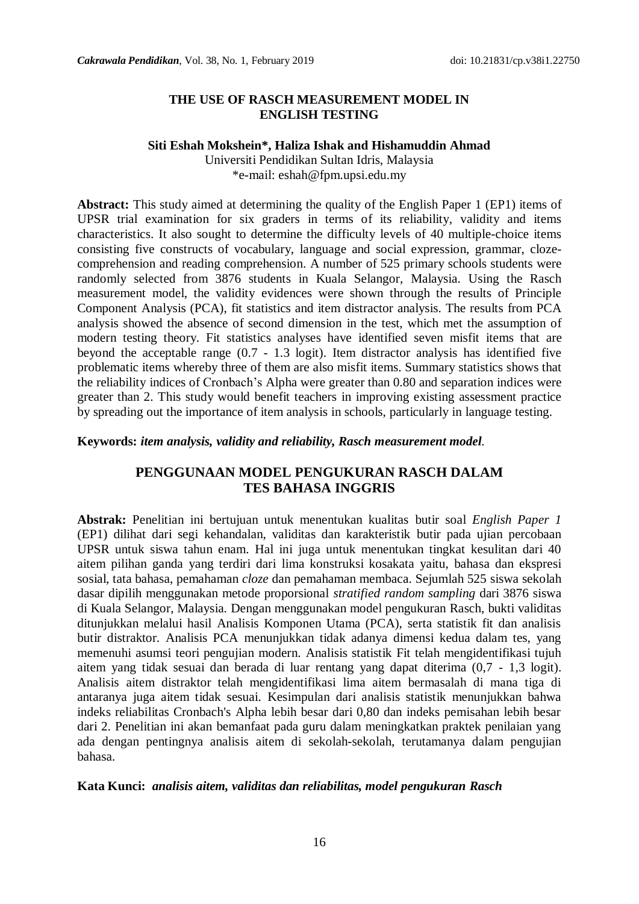# THE USE OF RASCH MEASUREMENT MODEL IN ENGLISH TESTING

**Siti Eshah Mokshein\*, Haliza Ishak and Hishamuddin Ahmad**
Universiti Pendidikan Sultan Idris, Malaysia
\*e-mail: eshah@fpm.upsi.edu.my

**Abstract:** This study aimed at determining the quality of the English Paper 1 (EP1) items of UPSR trial examination for six graders in terms of its reliability, validity and items characteristics. It also sought to determine the difficulty levels of 40 multiple-choice items consisting five constructs of vocabulary, language and social expression, grammar, cloze-comprehension and reading comprehension. A number of 525 primary schools students were randomly selected from 3876 students in Kuala Selangor, Malaysia. Using the Rasch measurement model, the validity evidences were shown through the results of Principle Component Analysis (PCA), fit statistics and item distractor analysis. The results from PCA analysis showed the absence of second dimension in the test, which met the assumption of modern testing theory. Fit statistics analyses have identified seven misfit items that are beyond the acceptable range (0.7 - 1.3 logit). Item distractor analysis has identified five problematic items whereby three of them are also misfit items. Summary statistics shows that the reliability indices of Cronbach's Alpha were greater than 0.80 and separation indices were greater than 2. This study would benefit teachers in improving existing assessment practice by spreading out the importance of item analysis in schools, particularly in language testing.

**Keywords:** ***item analysis, validity and reliability, Rasch measurement model*.**

# PENGGUNAAN MODEL PENGUKURAN RASCH DALAM TES BAHASA INGGRIS

**Abstrak:** Penelitian ini bertujuan untuk menentukan kualitas butir soal *English Paper 1* (EP1) dilihat dari segi kehandalan, validitas dan karakteristik butir pada ujian percobaan UPSR untuk siswa tahun enam. Hal ini juga untuk menentukan tingkat kesulitan dari 40 aitem pilihan ganda yang terdiri dari lima konstruksi kosakata yaitu, bahasa dan ekspresi sosial, tata bahasa, pemahaman *cloze* dan pemahaman membaca. Sejumlah 525 siswa sekolah dasar dipilih menggunakan metode proporsional *stratified random sampling* dari 3876 siswa di Kuala Selangor, Malaysia. Dengan menggunakan model pengukuran Rasch, bukti validitas ditunjukkan melalui hasil Analisis Komponen Utama (PCA), serta statistik fit dan analisis butir distraktor. Analisis PCA menunjukkan tidak adanya dimensi kedua dalam tes, yang memenuhi asumsi teori pengujian modern. Analisis statistik Fit telah mengidentifikasi tujuh aitem yang tidak sesuai dan berada di luar rentang yang dapat diterima (0,7 - 1,3 logit). Analisis aitem distraktor telah mengidentifikasi lima aitem bermasalah di mana tiga di antaranya juga aitem tidak sesuai. Kesimpulan dari analisis statistik menunjukkan bahwa indeks reliabilitas Cronbach's Alpha lebih besar dari 0,80 dan indeks pemisahan lebih besar dari 2. Penelitian ini akan bemanfaat pada guru dalam meningkatkan praktek penilaian yang ada dengan pentingnya analisis aitem di sekolah-sekolah, terutamanya dalam pengujian bahasa.

**Kata Kunci:** ***analisis aitem, validitas dan reliabilitas, model pengukuran Rasch***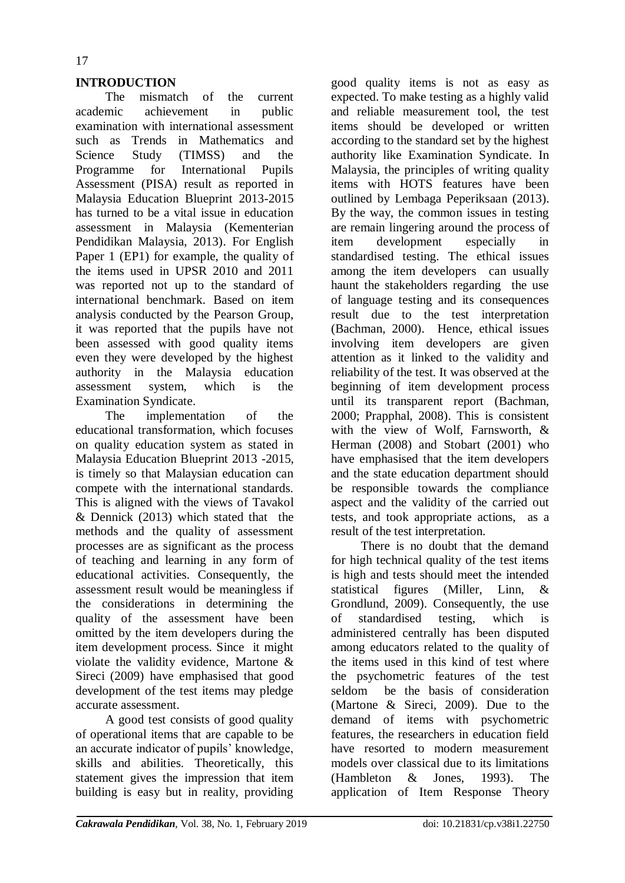## INTRODUCTION

The mismatch of the current academic achievement in public examination with international assessment such as Trends in Mathematics and Science Study (TIMSS) and the Programme for International Pupils Assessment (PISA) result as reported in Malaysia Education Blueprint 2013-2015 has turned to be a vital issue in education assessment in Malaysia (Kementerian Pendidikan Malaysia, 2013). For English Paper 1 (EP1) for example, the quality of the items used in UPSR 2010 and 2011 was reported not up to the standard of international benchmark. Based on item analysis conducted by the Pearson Group, it was reported that the pupils have not been assessed with good quality items even they were developed by the highest authority in the Malaysia education assessment system, which is the Examination Syndicate.

The implementation of the educational transformation, which focuses on quality education system as stated in Malaysia Education Blueprint 2013 -2015, is timely so that Malaysian education can compete with the international standards. This is aligned with the views of Tavakol & Dennick (2013) which stated that the methods and the quality of assessment processes are as significant as the process of teaching and learning in any form of educational activities. Consequently, the assessment result would be meaningless if the considerations in determining the quality of the assessment have been omitted by the item developers during the item development process. Since it might violate the validity evidence, Martone & Sireci (2009) have emphasised that good development of the test items may pledge accurate assessment.

A good test consists of good quality of operational items that are capable to be an accurate indicator of pupils' knowledge, skills and abilities. Theoretically, this statement gives the impression that item building is easy but in reality, providing good quality items is not as easy as expected. To make testing as a highly valid and reliable measurement tool, the test items should be developed or written according to the standard set by the highest authority like Examination Syndicate. In Malaysia, the principles of writing quality items with HOTS features have been outlined by Lembaga Peperiksaan (2013). By the way, the common issues in testing are remain lingering around the process of item development especially in standardised testing. The ethical issues among the item developers can usually haunt the stakeholders regarding the use of language testing and its consequences result due to the test interpretation (Bachman, 2000). Hence, ethical issues involving item developers are given attention as it linked to the validity and reliability of the test. It was observed at the beginning of item development process until its transparent report (Bachman, 2000; Prapphal, 2008). This is consistent with the view of Wolf, Farnsworth, & Herman (2008) and Stobart (2001) who have emphasised that the item developers and the state education department should be responsible towards the compliance aspect and the validity of the carried out tests, and took appropriate actions, as a result of the test interpretation.

There is no doubt that the demand for high technical quality of the test items is high and tests should meet the intended statistical figures (Miller, Linn, & Grondlund, 2009). Consequently, the use of standardised testing, which is administered centrally has been disputed among educators related to the quality of the items used in this kind of test where the psychometric features of the test seldom be the basis of consideration (Martone & Sireci, 2009). Due to the demand of items with psychometric features, the researchers in education field have resorted to modern measurement models over classical due to its limitations (Hambleton & Jones, 1993). The application of Item Response Theory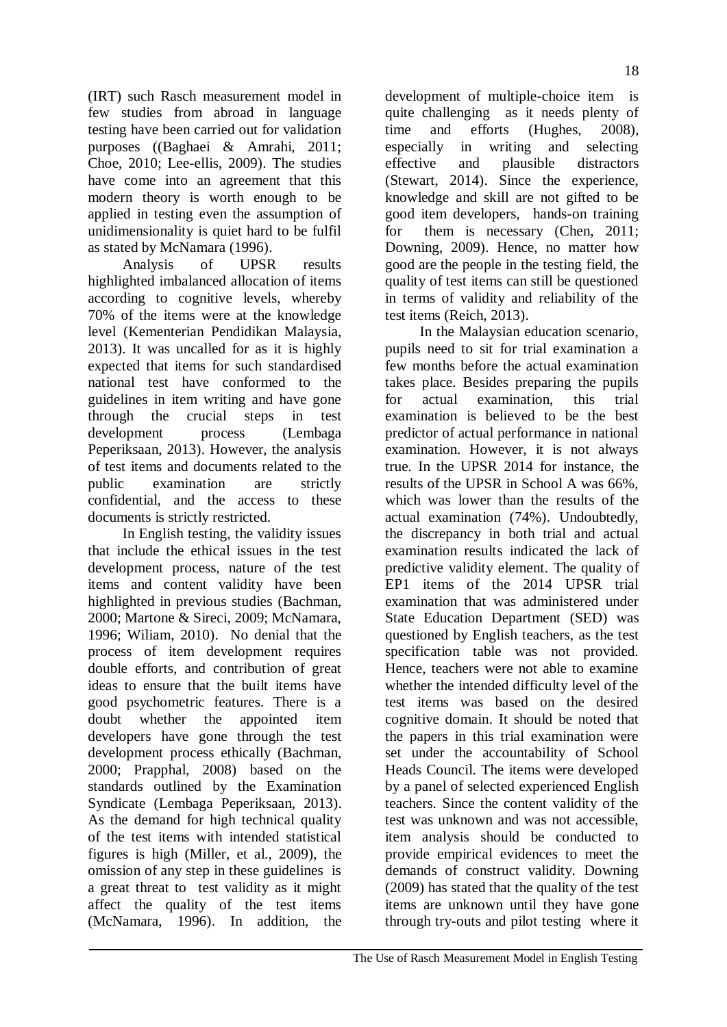(IRT) such Rasch measurement model in few studies from abroad in language testing have been carried out for validation purposes ((Baghaei & Amrahi, 2011; Choe, 2010; Lee-ellis, 2009). The studies have come into an agreement that this modern theory is worth enough to be applied in testing even the assumption of unidimensionality is quiet hard to be fulfil as stated by McNamara (1996).

Analysis of UPSR results highlighted imbalanced allocation of items according to cognitive levels, whereby 70% of the items were at the knowledge level (Kementerian Pendidikan Malaysia, 2013). It was uncalled for as it is highly expected that items for such standardised national test have conformed to the guidelines in item writing and have gone through the crucial steps in test development process (Lembaga Peperiksaan, 2013). However, the analysis of test items and documents related to the public examination are strictly confidential, and the access to these documents is strictly restricted.

In English testing, the validity issues that include the ethical issues in the test development process, nature of the test items and content validity have been highlighted in previous studies (Bachman, 2000; Martone & Sireci, 2009; McNamara, 1996; Wiliam, 2010). No denial that the process of item development requires double efforts, and contribution of great ideas to ensure that the built items have good psychometric features. There is a doubt whether the appointed item developers have gone through the test development process ethically (Bachman, 2000; Prapphal, 2008) based on the standards outlined by the Examination Syndicate (Lembaga Peperiksaan, 2013). As the demand for high technical quality of the test items with intended statistical figures is high (Miller, et al., 2009), the omission of any step in these guidelines is a great threat to test validity as it might affect the quality of the test items (McNamara, 1996). In addition, the development of multiple-choice item is quite challenging as it needs plenty of time and efforts (Hughes, 2008), especially in writing and selecting effective and plausible distractors (Stewart, 2014). Since the experience, knowledge and skill are not gifted to be good item developers, hands-on training for them is necessary (Chen, 2011; Downing, 2009). Hence, no matter how good are the people in the testing field, the quality of test items can still be questioned in terms of validity and reliability of the test items (Reich, 2013).

In the Malaysian education scenario, pupils need to sit for trial examination a few months before the actual examination takes place. Besides preparing the pupils for actual examination, this trial examination is believed to be the best predictor of actual performance in national examination. However, it is not always true. In the UPSR 2014 for instance, the results of the UPSR in School A was 66%, which was lower than the results of the actual examination (74%). Undoubtedly, the discrepancy in both trial and actual examination results indicated the lack of predictive validity element. The quality of EP1 items of the 2014 UPSR trial examination that was administered under State Education Department (SED) was questioned by English teachers, as the test specification table was not provided. Hence, teachers were not able to examine whether the intended difficulty level of the test items was based on the desired cognitive domain. It should be noted that the papers in this trial examination were set under the accountability of School Heads Council. The items were developed by a panel of selected experienced English teachers. Since the content validity of the test was unknown and was not accessible, item analysis should be conducted to provide empirical evidences to meet the demands of construct validity. Downing (2009) has stated that the quality of the test items are unknown until they have gone through try-outs and pilot testing where it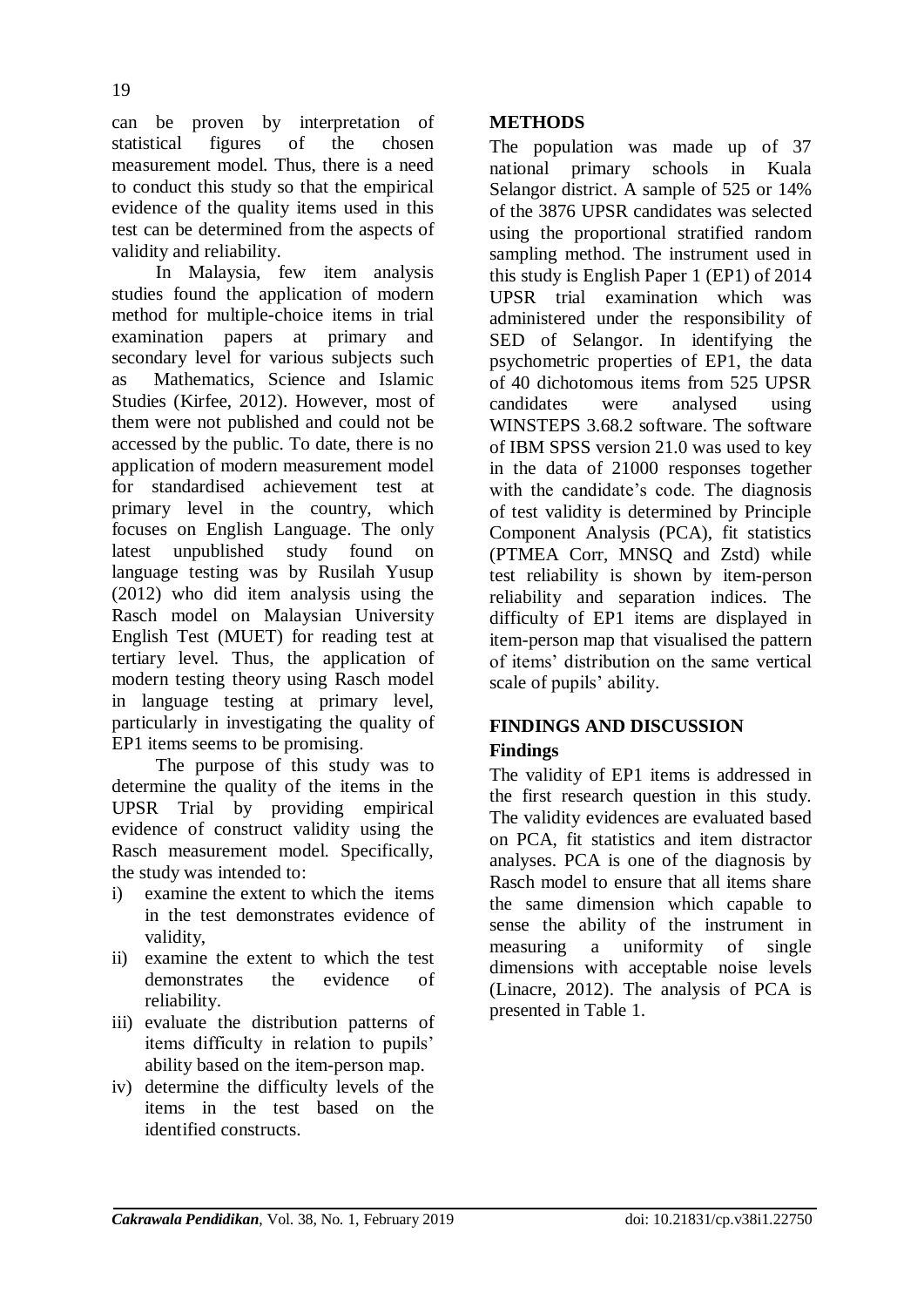can be proven by interpretation of statistical figures of the chosen measurement model. Thus, there is a need to conduct this study so that the empirical evidence of the quality items used in this test can be determined from the aspects of validity and reliability.

In Malaysia, few item analysis studies found the application of modern method for multiple-choice items in trial examination papers at primary and secondary level for various subjects such as Mathematics, Science and Islamic Studies (Kirfee, 2012). However, most of them were not published and could not be accessed by the public. To date, there is no application of modern measurement model for standardised achievement test at primary level in the country, which focuses on English Language. The only latest unpublished study found on language testing was by Rusilah Yusup (2012) who did item analysis using the Rasch model on Malaysian University English Test (MUET) for reading test at tertiary level. Thus, the application of modern testing theory using Rasch model in language testing at primary level, particularly in investigating the quality of EP1 items seems to be promising.

The purpose of this study was to determine the quality of the items in the UPSR Trial by providing empirical evidence of construct validity using the Rasch measurement model. Specifically, the study was intended to:

i) examine the extent to which the items in the test demonstrates evidence of validity,
ii) examine the extent to which the test demonstrates the evidence of reliability.
iii) evaluate the distribution patterns of items difficulty in relation to pupils' ability based on the item-person map.
iv) determine the difficulty levels of the items in the test based on the identified constructs.

## METHODS

The population was made up of 37 national primary schools in Kuala Selangor district. A sample of 525 or 14% of the 3876 UPSR candidates was selected using the proportional stratified random sampling method. The instrument used in this study is English Paper 1 (EP1) of 2014 UPSR trial examination which was administered under the responsibility of SED of Selangor. In identifying the psychometric properties of EP1, the data of 40 dichotomous items from 525 UPSR candidates were analysed using WINSTEPS 3.68.2 software. The software of IBM SPSS version 21.0 was used to key in the data of 21000 responses together with the candidate's code. The diagnosis of test validity is determined by Principle Component Analysis (PCA), fit statistics (PTMEA Corr, MNSQ and Zstd) while test reliability is shown by item-person reliability and separation indices. The difficulty of EP1 items are displayed in item-person map that visualised the pattern of items' distribution on the same vertical scale of pupils' ability.

## FINDINGS AND DISCUSSION

### Findings

The validity of EP1 items is addressed in the first research question in this study. The validity evidences are evaluated based on PCA, fit statistics and item distractor analyses. PCA is one of the diagnosis by Rasch model to ensure that all items share the same dimension which capable to sense the ability of the instrument in measuring a uniformity of single dimensions with acceptable noise levels (Linacre, 2012). The analysis of PCA is presented in Table 1.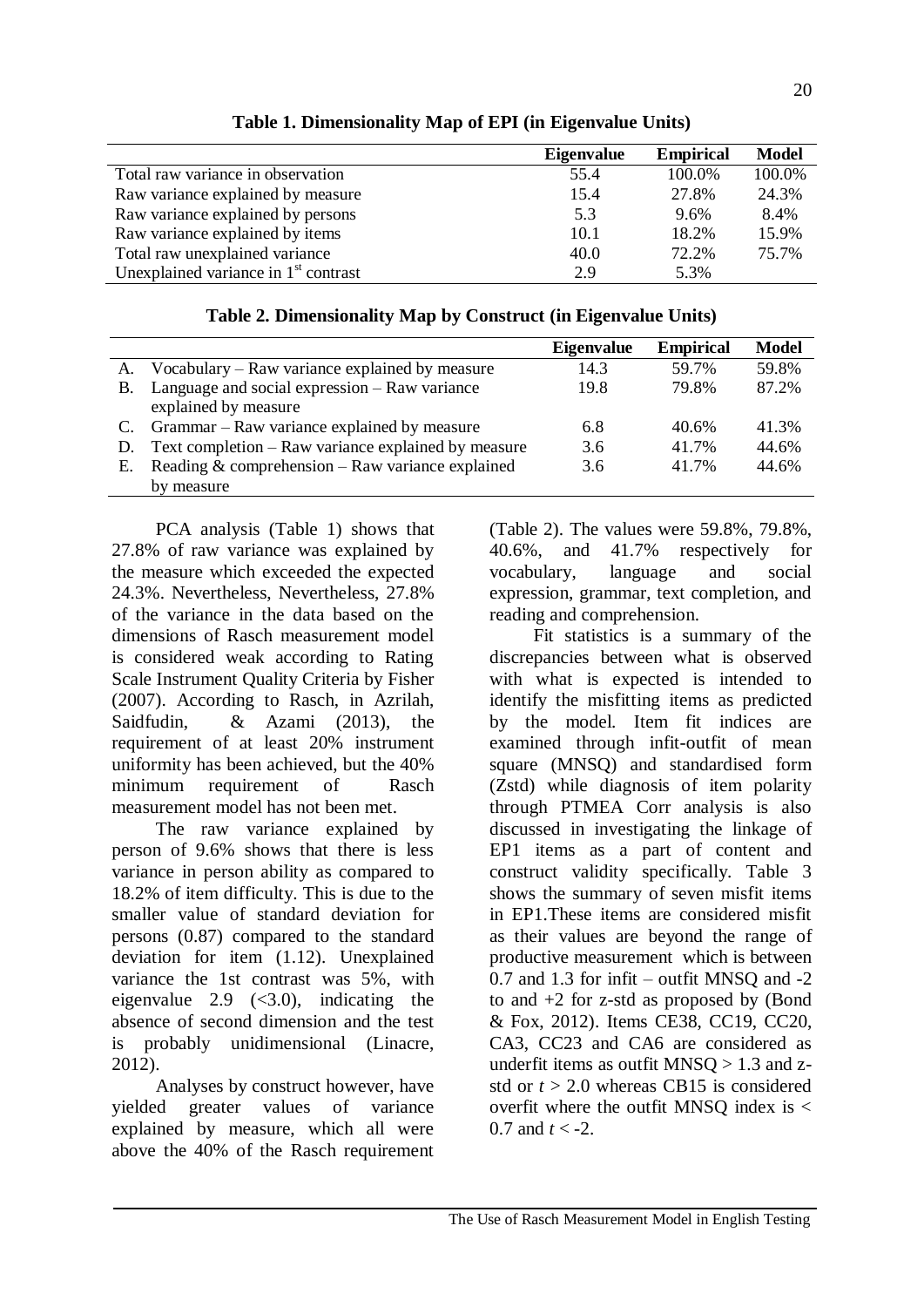**Table 1. Dimensionality Map of EPI (in Eigenvalue Units)**

| | Eigenvalue | Empirical | Model |
|---|---|---|---|
| Total raw variance in observation | 55.4 | 100.0% | 100.0% |
| Raw variance explained by measure | 15.4 | 27.8% | 24.3% |
| Raw variance explained by persons | 5.3 | 9.6% | 8.4% |
| Raw variance explained by items | 10.1 | 18.2% | 15.9% |
| Total raw unexplained variance | 40.0 | 72.2% | 75.7% |
| Unexplained variance in 1st contrast | 2.9 | 5.3% | |

**Table 2. Dimensionality Map by Construct (in Eigenvalue Units)**

| | | Eigenvalue | Empirical | Model |
|---|---|---|---|---|
| A. | Vocabulary – Raw variance explained by measure | 14.3 | 59.7% | 59.8% |
| B. | Language and social expression – Raw variance explained by measure | 19.8 | 79.8% | 87.2% |
| C. | Grammar – Raw variance explained by measure | 6.8 | 40.6% | 41.3% |
| D. | Text completion – Raw variance explained by measure | 3.6 | 41.7% | 44.6% |
| E. | Reading & comprehension – Raw variance explained by measure | 3.6 | 41.7% | 44.6% |

PCA analysis (Table 1) shows that 27.8% of raw variance was explained by the measure which exceeded the expected 24.3%. Nevertheless, Nevertheless, 27.8% of the variance in the data based on the dimensions of Rasch measurement model is considered weak according to Rating Scale Instrument Quality Criteria by Fisher (2007). According to Rasch, in Azrilah, Saidfudin, & Azami (2013), the requirement of at least 20% instrument uniformity has been achieved, but the 40% minimum requirement of Rasch measurement model has not been met.

The raw variance explained by person of 9.6% shows that there is less variance in person ability as compared to 18.2% of item difficulty. This is due to the smaller value of standard deviation for persons (0.87) compared to the standard deviation for item (1.12). Unexplained variance the 1st contrast was 5%, with eigenvalue 2.9 (<3.0), indicating the absence of second dimension and the test is probably unidimensional (Linacre, 2012).

Analyses by construct however, have yielded greater values of variance explained by measure, which all were above the 40% of the Rasch requirement (Table 2). The values were 59.8%, 79.8%, 40.6%, and 41.7% respectively for vocabulary, language and social expression, grammar, text completion, and reading and comprehension.

Fit statistics is a summary of the discrepancies between what is observed with what is expected is intended to identify the misfitting items as predicted by the model. Item fit indices are examined through infit-outfit of mean square (MNSQ) and standardised form (Zstd) while diagnosis of item polarity through PTMEA Corr analysis is also discussed in investigating the linkage of EP1 items as a part of content and construct validity specifically. Table 3 shows the summary of seven misfit items in EP1.These items are considered misfit as their values are beyond the range of productive measurement which is between 0.7 and 1.3 for infit – outfit MNSQ and -2 to and +2 for z-std as proposed by (Bond & Fox, 2012). Items CE38, CC19, CC20, CA3, CC23 and CA6 are considered as underfit items as outfit MNSQ > 1.3 and z-std or $t > 2.0$ whereas CB15 is considered overfit where the outfit MNSQ index is < 0.7 and $t < -2$.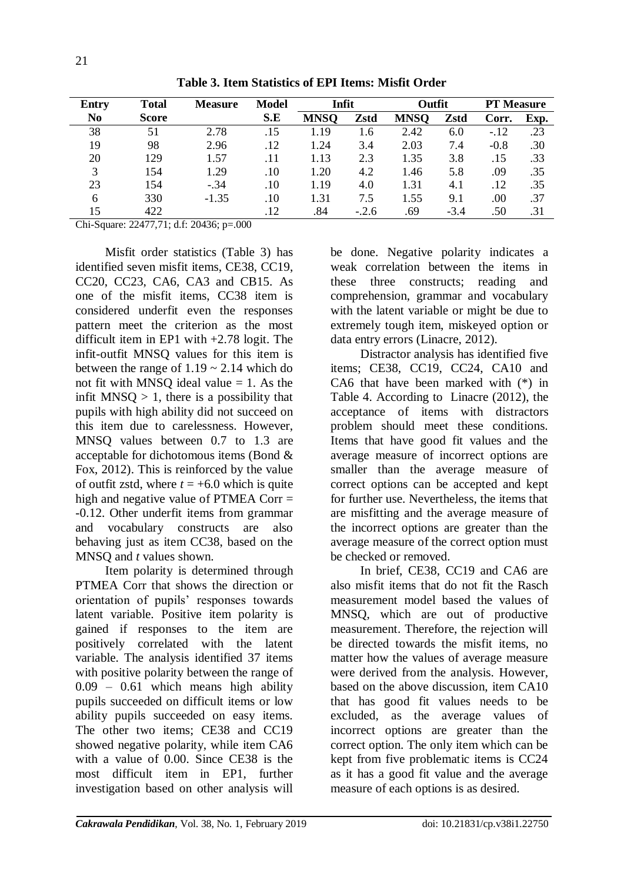**Table 3. Item Statistics of EPI Items: Misfit Order**

| Entry | Total | Measure | Model | Infit | | Outfit | | PT Measure | |
|---|---|---|---|---|---|---|---|---|---|
| No | Score | | S.E | MNSQ | Zstd | MNSQ | Zstd | Corr. | Exp. |
| 38 | 51 | 2.78 | .15 | 1.19 | 1.6 | 2.42 | 6.0 | -.12 | .23 |
| 19 | 98 | 2.96 | .12 | 1.24 | 3.4 | 2.03 | 7.4 | -0.8 | .30 |
| 20 | 129 | 1.57 | .11 | 1.13 | 2.3 | 1.35 | 3.8 | .15 | .33 |
| 3 | 154 | 1.29 | .10 | 1.20 | 4.2 | 1.46 | 5.8 | .09 | .35 |
| 23 | 154 | -.34 | .10 | 1.19 | 4.0 | 1.31 | 4.1 | .12 | .35 |
| 6 | 330 | -1.35 | .10 | 1.31 | 7.5 | 1.55 | 9.1 | .00 | .37 |
| 15 | 422 | | .12 | .84 | -.2.6 | .69 | -3.4 | .50 | .31 |

Chi-Square: 22477,71; d.f: 20436; p=.000

Misfit order statistics (Table 3) has identified seven misfit items, CE38, CC19, CC20, CC23, CA6, CA3 and CB15. As one of the misfit items, CC38 item is considered underfit even the responses pattern meet the criterion as the most difficult item in EP1 with +2.78 logit. The infit-outfit MNSQ values for this item is between the range of 1.19 ~ 2.14 which do not fit with MNSQ ideal value = 1. As the infit MNSQ > 1, there is a possibility that pupils with high ability did not succeed on this item due to carelessness. However, MNSQ values between 0.7 to 1.3 are acceptable for dichotomous items (Bond & Fox, 2012). This is reinforced by the value of outfit zstd, where $t$ = +6.0 which is quite high and negative value of PTMEA Corr = -0.12. Other underfit items from grammar and vocabulary constructs are also behaving just as item CC38, based on the MNSQ and $t$ values shown.

Item polarity is determined through PTMEA Corr that shows the direction or orientation of pupils' responses towards latent variable. Positive item polarity is gained if responses to the item are positively correlated with the latent variable. The analysis identified 37 items with positive polarity between the range of 0.09 – 0.61 which means high ability pupils succeeded on difficult items or low ability pupils succeeded on easy items. The other two items; CE38 and CC19 showed negative polarity, while item CA6 with a value of 0.00. Since CE38 is the most difficult item in EP1, further investigation based on other analysis will be done. Negative polarity indicates a weak correlation between the items in these three constructs; reading and comprehension, grammar and vocabulary with the latent variable or might be due to extremely tough item, miskeyed option or data entry errors (Linacre, 2012).

Distractor analysis has identified five items; CE38, CC19, CC24, CA10 and CA6 that have been marked with (*) in Table 4. According to Linacre (2012), the acceptance of items with distractors problem should meet these conditions. Items that have good fit values and the average measure of incorrect options are smaller than the average measure of correct options can be accepted and kept for further use. Nevertheless, the items that are misfitting and the average measure of the incorrect options are greater than the average measure of the correct option must be checked or removed.

In brief, CE38, CC19 and CA6 are also misfit items that do not fit the Rasch measurement model based the values of MNSQ, which are out of productive measurement. Therefore, the rejection will be directed towards the misfit items, no matter how the values of average measure were derived from the analysis. However, based on the above discussion, item CA10 that has good fit values needs to be excluded, as the average values of incorrect options are greater than the correct option. The only item which can be kept from five problematic items is CC24 as it has a good fit value and the average measure of each options is as desired.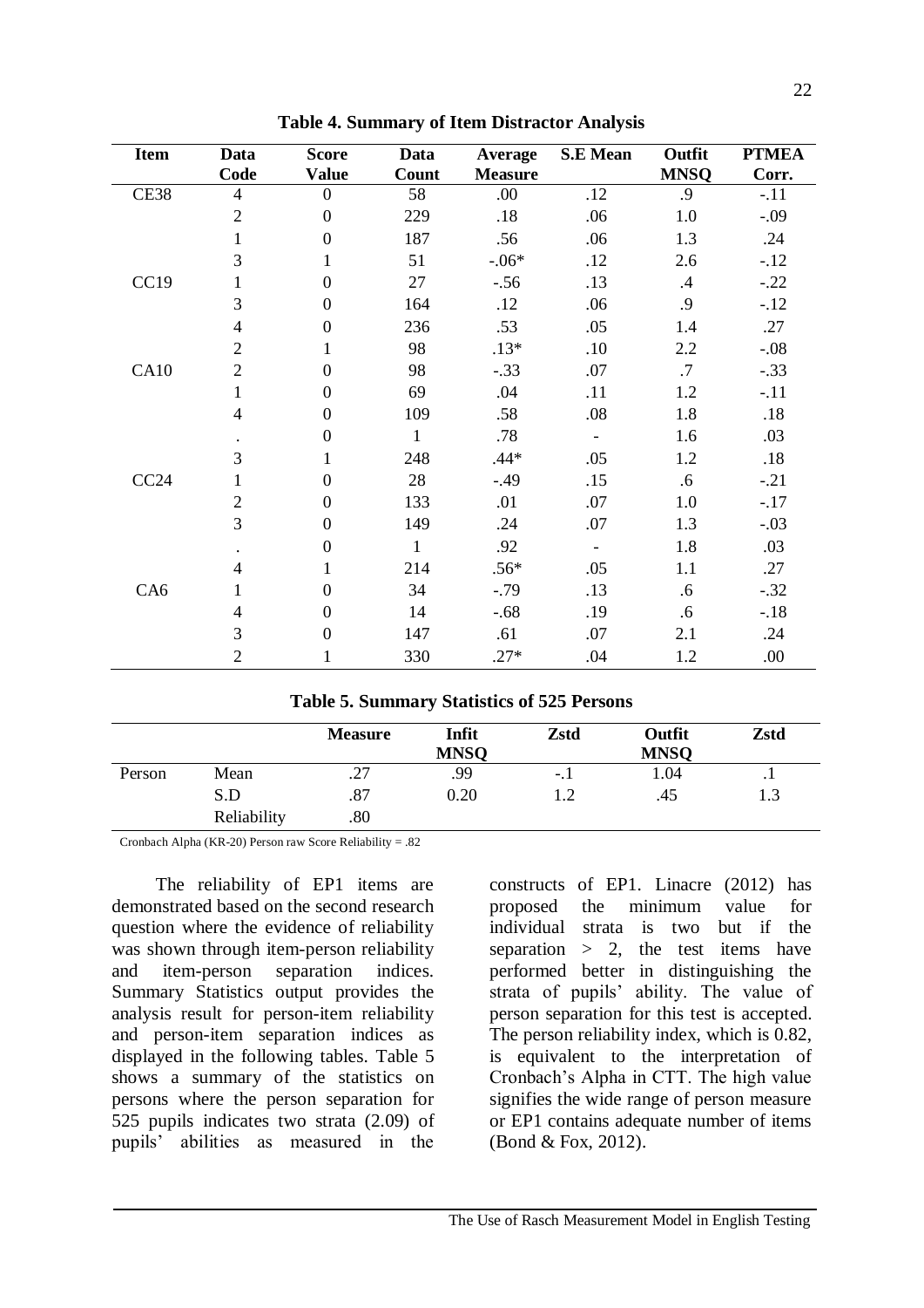**Table 4. Summary of Item Distractor Analysis**

| Item | Data Code | Score Value | Data Count | Average Measure | S.E Mean | Outfit MNSQ | PTMEA Corr. |
|---|---|---|---|---|---|---|---|
| CE38 | 4 | 0 | 58 | .00 | .12 | .9 | -.11 |
| | 2 | 0 | 229 | .18 | .06 | 1.0 | -.09 |
| | 1 | 0 | 187 | .56 | .06 | 1.3 | .24 |
| | 3 | 1 | 51 | -.06* | .12 | 2.6 | -.12 |
| CC19 | 1 | 0 | 27 | -.56 | .13 | .4 | -.22 |
| | 3 | 0 | 164 | .12 | .06 | .9 | -.12 |
| | 4 | 0 | 236 | .53 | .05 | 1.4 | .27 |
| | 2 | 1 | 98 | .13* | .10 | 2.2 | -.08 |
| CA10 | 2 | 0 | 98 | -.33 | .07 | .7 | -.33 |
| | 1 | 0 | 69 | .04 | .11 | 1.2 | -.11 |
| | 4 | 0 | 109 | .58 | .08 | 1.8 | .18 |
| | . | 0 | 1 | .78 | - | 1.6 | .03 |
| | 3 | 1 | 248 | .44* | .05 | 1.2 | .18 |
| CC24 | 1 | 0 | 28 | -.49 | .15 | .6 | -.21 |
| | 2 | 0 | 133 | .01 | .07 | 1.0 | -.17 |
| | 3 | 0 | 149 | .24 | .07 | 1.3 | -.03 |
| | . | 0 | 1 | .92 | - | 1.8 | .03 |
| | 4 | 1 | 214 | .56* | .05 | 1.1 | .27 |
| CA6 | 1 | 0 | 34 | -.79 | .13 | .6 | -.32 |
| | 4 | 0 | 14 | -.68 | .19 | .6 | -.18 |
| | 3 | 0 | 147 | .61 | .07 | 2.1 | .24 |
| | 2 | 1 | 330 | .27* | .04 | 1.2 | .00 |

**Table 5. Summary Statistics of 525 Persons**

| | | Measure | Infit MNSQ | Zstd | Outfit MNSQ | Zstd |
|---|---|---|---|---|---|---|
| Person | Mean | .27 | .99 | -.1 | 1.04 | .1 |
| | S.D | .87 | 0.20 | 1.2 | .45 | 1.3 |
| | Reliability | .80 | | | | |

Cronbach Alpha (KR-20) Person raw Score Reliability = .82

The reliability of EP1 items are demonstrated based on the second research question where the evidence of reliability was shown through item-person reliability and item-person separation indices. Summary Statistics output provides the analysis result for person-item reliability and person-item separation indices as displayed in the following tables. Table 5 shows a summary of the statistics on persons where the person separation for 525 pupils indicates two strata (2.09) of pupils' abilities as measured in the constructs of EP1. Linacre (2012) has proposed the minimum value for individual strata is two but if the separation > 2, the test items have performed better in distinguishing the strata of pupils' ability. The value of person separation for this test is accepted. The person reliability index, which is 0.82, is equivalent to the interpretation of Cronbach's Alpha in CTT. The high value signifies the wide range of person measure or EP1 contains adequate number of items (Bond & Fox, 2012).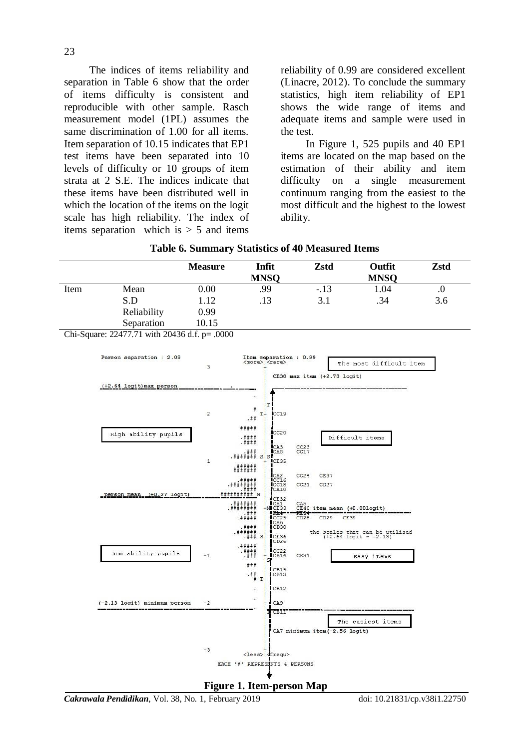The indices of items reliability and separation in Table 6 show that the order of items difficulty is consistent and reproducible with other sample. Rasch measurement model (1PL) assumes the same discrimination of 1.00 for all items. Item separation of 10.15 indicates that EP1 test items have been separated into 10 levels of difficulty or 10 groups of item strata at 2 S.E. The indices indicate that these items have been distributed well in which the location of the items on the logit scale has high reliability. The index of items separation which is > 5 and items reliability of 0.99 are considered excellent (Linacre, 2012). To conclude the summary statistics, high item reliability of EP1 shows the wide range of items and adequate items and sample were used in the test.

In Figure 1, 525 pupils and 40 EP1 items are located on the map based on the estimation of their ability and item difficulty on a single measurement continuum ranging from the easiest to the most difficult and the highest to the lowest ability.

**Table 6. Summary Statistics of 40 Measured Items**

| | | Measure | Infit MNSQ | Zstd | Outfit MNSQ | Zstd |
|---|---|---|---|---|---|---|
| Item | Mean | 0.00 | .99 | -.13 | 1.04 | .0 |
| | S.D | 1.12 | .13 | 3.1 | .34 | 3.6 |
| | Reliability | 0.99 | | | | |
| | Separation | 10.15 | | | | |

Chi-Square: 22477.71 with 20436 d.f. p= .0000

```
Person separation : 2.09                    Item separation : 0.99
                                   3           <more>|<rare>          The most difficult item
                                                     |
                                                     |  CE38 max item (+2.78 logit)
(+2.64 logit)max person  ---------------------  .    |  ---------------------------------
                                                .    |
                                                     |T
                                                #    |
                                   2         .##   T+  CC19
                                                     |
                                             #####   |
  High ability pupils                        .####   |  CC20          Difficult items
                                             .####   |
                                              .###   |  CA3    CC23
                                          .####### S |S CA8    CC17
                                   1                +  CE35
                                            .######  |
                                            #######  |
                                             .#####  |  CA2    CC24   CE37
                                          .########  |  CC16
                                              .####  |  CC18   CC21   CD27
person mean  (+0.27 logit)  ---------  ######### M   |  CA10
                                            .######  |  CE32
                                           .####### +M  CA1    CA5
                                               .###  |  CE33   CE40 item mean (+0.00logit)
                                              .####  |  CA4    CE34
                                                     |  CC25   CD28   CD29   CE39
                                              .####  |  CA6
                                            .######  |  CD30
                                               .### S|  CE36      the scales that can be utilised
                                                     |  CD26         (+2.64 logit ~ -2.13)
                                             .#####  |
                                              .####  |  CC22
  Low ability pupils              -1           .###  +  CB14   CE31         Easy items
                                                     |S
                                                ###  |
                                                     |  CB15
                                                .##  |  CB13
                                                # T  |
                                                 .   |  CB12
                                                     |
(-2.13 logit) minimum person      -2             .   +  CA9
------------------------------------------------.   |T CB11  --------------------------
                                                     |                The easiest items
                                                     |  CA7 minimum item(-2.56 logit)
                                                     |
                                  -3                 +
                                               <less>|<frequ>
                                    EACH '#' REPRESENTS 4 PERSONS
```

**Figure 1. Item-person Map**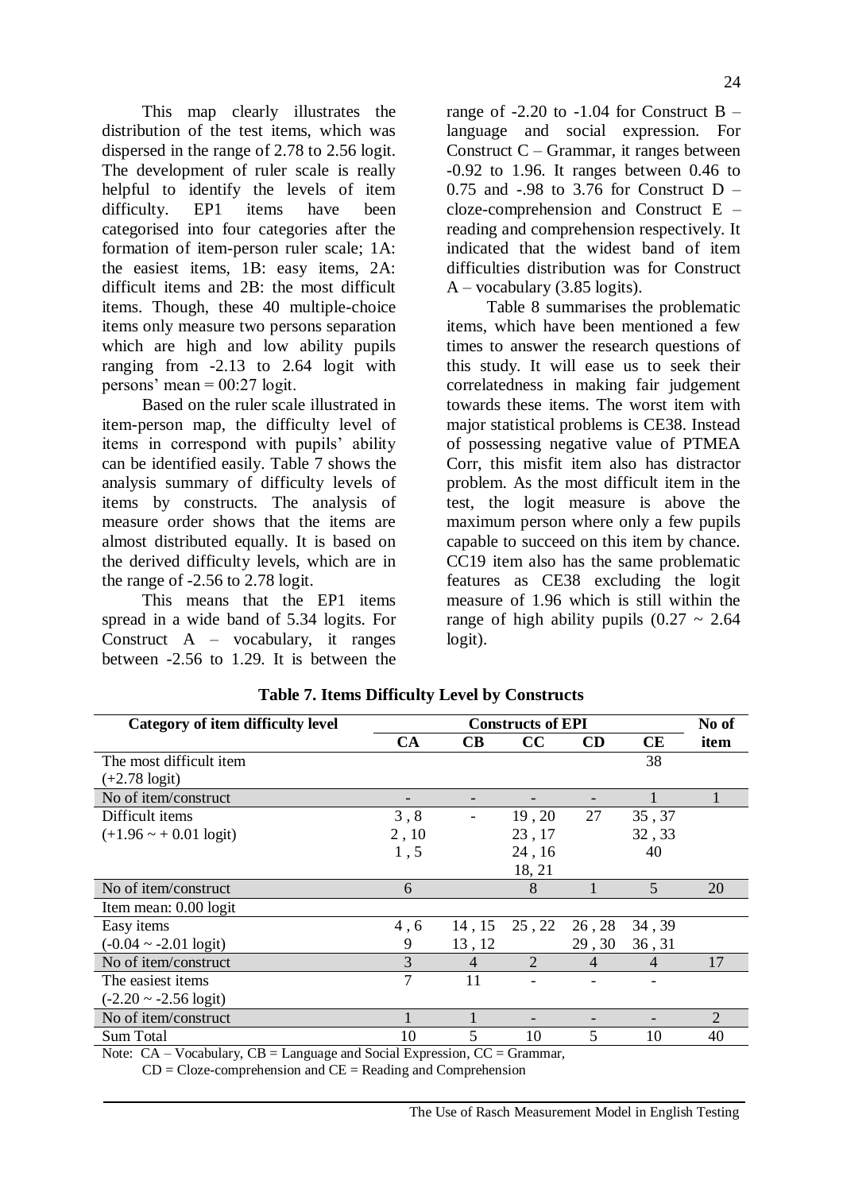This map clearly illustrates the distribution of the test items, which was dispersed in the range of 2.78 to 2.56 logit. The development of ruler scale is really helpful to identify the levels of item difficulty. EP1 items have been categorised into four categories after the formation of item-person ruler scale; 1A: the easiest items, 1B: easy items, 2A: difficult items and 2B: the most difficult items. Though, these 40 multiple-choice items only measure two persons separation which are high and low ability pupils ranging from -2.13 to 2.64 logit with persons' mean = 00:27 logit.

Based on the ruler scale illustrated in item-person map, the difficulty level of items in correspond with pupils' ability can be identified easily. Table 7 shows the analysis summary of difficulty levels of items by constructs. The analysis of measure order shows that the items are almost distributed equally. It is based on the derived difficulty levels, which are in the range of -2.56 to 2.78 logit.

This means that the EP1 items spread in a wide band of 5.34 logits. For Construct A – vocabulary, it ranges between -2.56 to 1.29. It is between the range of -2.20 to -1.04 for Construct B – language and social expression. For Construct C – Grammar, it ranges between -0.92 to 1.96. It ranges between 0.46 to 0.75 and -.98 to 3.76 for Construct D – cloze-comprehension and Construct E – reading and comprehension respectively. It indicated that the widest band of item difficulties distribution was for Construct A – vocabulary (3.85 logits).

Table 8 summarises the problematic items, which have been mentioned a few times to answer the research questions of this study. It will ease us to seek their correlatedness in making fair judgement towards these items. The worst item with major statistical problems is CE38. Instead of possessing negative value of PTMEA Corr, this misfit item also has distractor problem. As the most difficult item in the test, the logit measure is above the maximum person where only a few pupils capable to succeed on this item by chance. CC19 item also has the same problematic features as CE38 excluding the logit measure of 1.96 which is still within the range of high ability pupils (0.27 ~ 2.64 logit).

**Table 7. Items Difficulty Level by Constructs**

| Category of item difficulty level | Constructs of EPI | | | | | No of item |
|---|---|---|---|---|---|---|
| | CA | CB | CC | CD | CE | |
| The most difficult item (+2.78 logit) | | | | | 38 | |
| No of item/construct | - | - | - | - | 1 | 1 |
| Difficult items (+1.96 ~ + 0.01 logit) | 3 , 8<br>2 , 10<br>1 , 5 | - | 19 , 20<br>23 , 17<br>24 , 16<br>18, 21 | 27 | 35 , 37<br>32 , 33<br>40 | |
| No of item/construct | 6 | | 8 | 1 | 5 | 20 |
| Item mean: 0.00 logit | | | | | | |
| Easy items (-0.04 ~ -2.01 logit) | 4 , 6<br>9 | 14 , 15<br>13 , 12 | 25 , 22 | 26 , 28<br>29 , 30 | 34 , 39<br>36 , 31 | |
| No of item/construct | 3 | 4 | 2 | 4 | 4 | 17 |
| The easiest items (-2.20 ~ -2.56 logit) | 7 | 11 | - | - | - | |
| No of item/construct | 1 | 1 | - | - | - | 2 |
| Sum Total | 10 | 5 | 10 | 5 | 10 | 40 |

Note: CA – Vocabulary, CB = Language and Social Expression, CC = Grammar,
CD = Cloze-comprehension and CE = Reading and Comprehension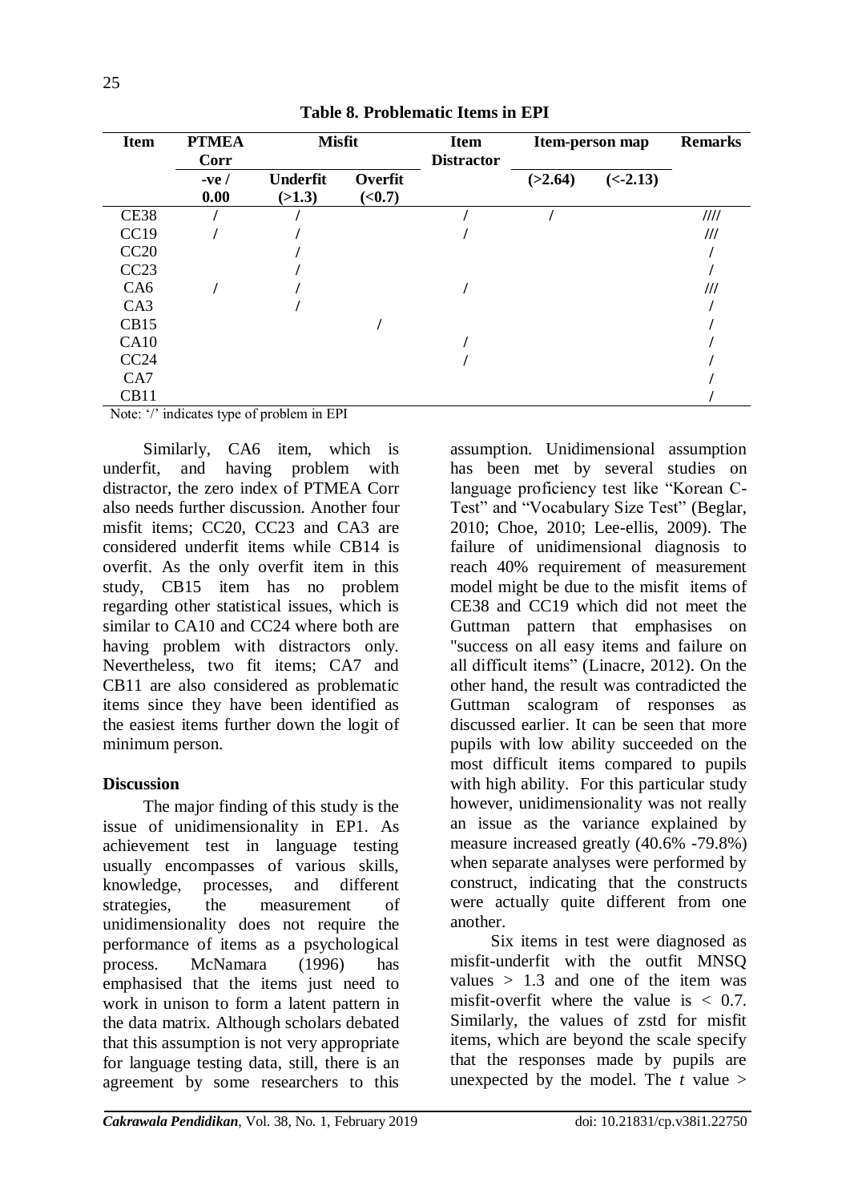**Table 8. Problematic Items in EPI**

| Item | PTMEA Corr | Misfit | | Item Distractor | Item-person map | | Remarks |
|---|---|---|---|---|---|---|---|
| | -ve / 0.00 | Underfit (>1.3) | Overfit (<0.7) | | (>2.64) | (<-2.13) | |
| CE38 | / | / | | / | / | | //// |
| CC19 | / | / | | / | | | /// |
| CC20 | | / | | | | | / |
| CC23 | | / | | | | | / |
| CA6 | / | / | | / | | | /// |
| CA3 | | / | | | | | / |
| CB15 | | | / | | | | / |
| CA10 | | | | / | | | / |
| CC24 | | | | / | | | / |
| CA7 | | | | | | | / |
| CB11 | | | | | | | / |

Note: '/' indicates type of problem in EPI

Similarly, CA6 item, which is underfit, and having problem with distractor, the zero index of PTMEA Corr also needs further discussion. Another four misfit items; CC20, CC23 and CA3 are considered underfit items while CB14 is overfit. As the only overfit item in this study, CB15 item has no problem regarding other statistical issues, which is similar to CA10 and CC24 where both are having problem with distractors only. Nevertheless, two fit items; CA7 and CB11 are also considered as problematic items since they have been identified as the easiest items further down the logit of minimum person.

## Discussion

The major finding of this study is the issue of unidimensionality in EP1. As achievement test in language testing usually encompasses of various skills, knowledge, processes, and different strategies, the measurement of unidimensionality does not require the performance of items as a psychological process. McNamara (1996) has emphasised that the items just need to work in unison to form a latent pattern in the data matrix. Although scholars debated that this assumption is not very appropriate for language testing data, still, there is an agreement by some researchers to this assumption. Unidimensional assumption has been met by several studies on language proficiency test like "Korean C-Test" and "Vocabulary Size Test" (Beglar, 2010; Choe, 2010; Lee-ellis, 2009). The failure of unidimensional diagnosis to reach 40% requirement of measurement model might be due to the misfit items of CE38 and CC19 which did not meet the Guttman pattern that emphasises on "success on all easy items and failure on all difficult items" (Linacre, 2012). On the other hand, the result was contradicted the Guttman scalogram of responses as discussed earlier. It can be seen that more pupils with low ability succeeded on the most difficult items compared to pupils with high ability. For this particular study however, unidimensionality was not really an issue as the variance explained by measure increased greatly (40.6% -79.8%) when separate analyses were performed by construct, indicating that the constructs were actually quite different from one another.

Six items in test were diagnosed as misfit-underfit with the outfit MNSQ values > 1.3 and one of the item was misfit-overfit where the value is < 0.7. Similarly, the values of zstd for misfit items, which are beyond the scale specify that the responses made by pupils are unexpected by the model. The *t* value >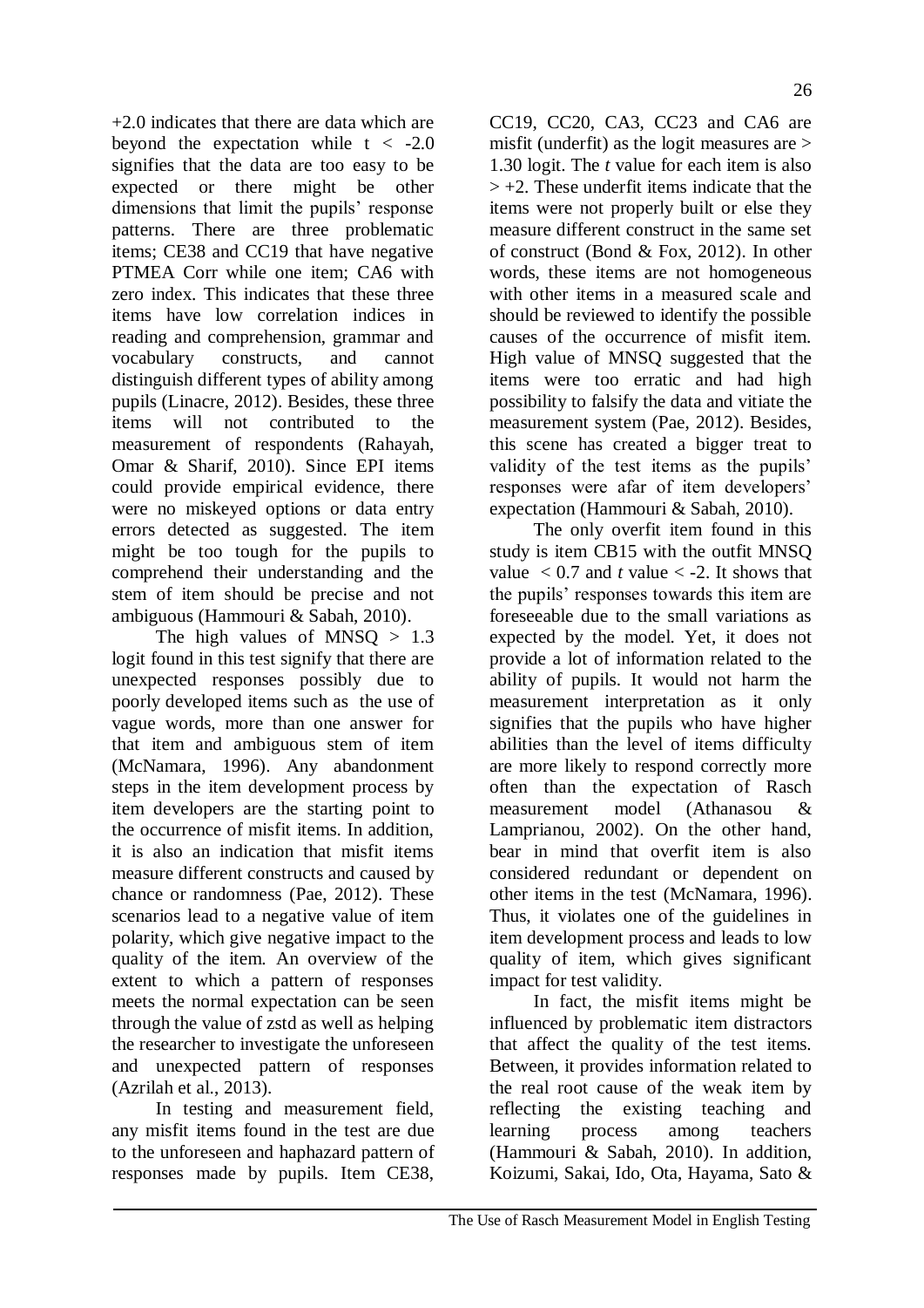+2.0 indicates that there are data which are beyond the expectation while $t < -2.0$ signifies that the data are too easy to be expected or there might be other dimensions that limit the pupils' response patterns. There are three problematic items; CE38 and CC19 that have negative PTMEA Corr while one item; CA6 with zero index. This indicates that these three items have low correlation indices in reading and comprehension, grammar and vocabulary constructs, and cannot distinguish different types of ability among pupils (Linacre, 2012). Besides, these three items will not contributed to the measurement of respondents (Rahayah, Omar & Sharif, 2010). Since EPI items could provide empirical evidence, there were no miskeyed options or data entry errors detected as suggested. The item might be too tough for the pupils to comprehend their understanding and the stem of item should be precise and not ambiguous (Hammouri & Sabah, 2010).

The high values of MNSQ > 1.3 logit found in this test signify that there are unexpected responses possibly due to poorly developed items such as the use of vague words, more than one answer for that item and ambiguous stem of item (McNamara, 1996). Any abandonment steps in the item development process by item developers are the starting point to the occurrence of misfit items. In addition, it is also an indication that misfit items measure different constructs and caused by chance or randomness (Pae, 2012). These scenarios lead to a negative value of item polarity, which give negative impact to the quality of the item. An overview of the extent to which a pattern of responses meets the normal expectation can be seen through the value of zstd as well as helping the researcher to investigate the unforeseen and unexpected pattern of responses (Azrilah et al., 2013).

In testing and measurement field, any misfit items found in the test are due to the unforeseen and haphazard pattern of responses made by pupils. Item CE38, CC19, CC20, CA3, CC23 and CA6 are misfit (underfit) as the logit measures are > 1.30 logit. The *t* value for each item is also > +2. These underfit items indicate that the items were not properly built or else they measure different construct in the same set of construct (Bond & Fox, 2012). In other words, these items are not homogeneous with other items in a measured scale and should be reviewed to identify the possible causes of the occurrence of misfit item. High value of MNSQ suggested that the items were too erratic and had high possibility to falsify the data and vitiate the measurement system (Pae, 2012). Besides, this scene has created a bigger treat to validity of the test items as the pupils' responses were afar of item developers' expectation (Hammouri & Sabah, 2010).

The only overfit item found in this study is item CB15 with the outfit MNSQ value < 0.7 and *t* value < -2. It shows that the pupils' responses towards this item are foreseeable due to the small variations as expected by the model. Yet, it does not provide a lot of information related to the ability of pupils. It would not harm the measurement interpretation as it only signifies that the pupils who have higher abilities than the level of items difficulty are more likely to respond correctly more often than the expectation of Rasch measurement model (Athanasou & Lamprianou, 2002). On the other hand, bear in mind that overfit item is also considered redundant or dependent on other items in the test (McNamara, 1996). Thus, it violates one of the guidelines in item development process and leads to low quality of item, which gives significant impact for test validity.

In fact, the misfit items might be influenced by problematic item distractors that affect the quality of the test items. Between, it provides information related to the real root cause of the weak item by reflecting the existing teaching and learning process among teachers (Hammouri & Sabah, 2010). In addition, Koizumi, Sakai, Ido, Ota, Hayama, Sato &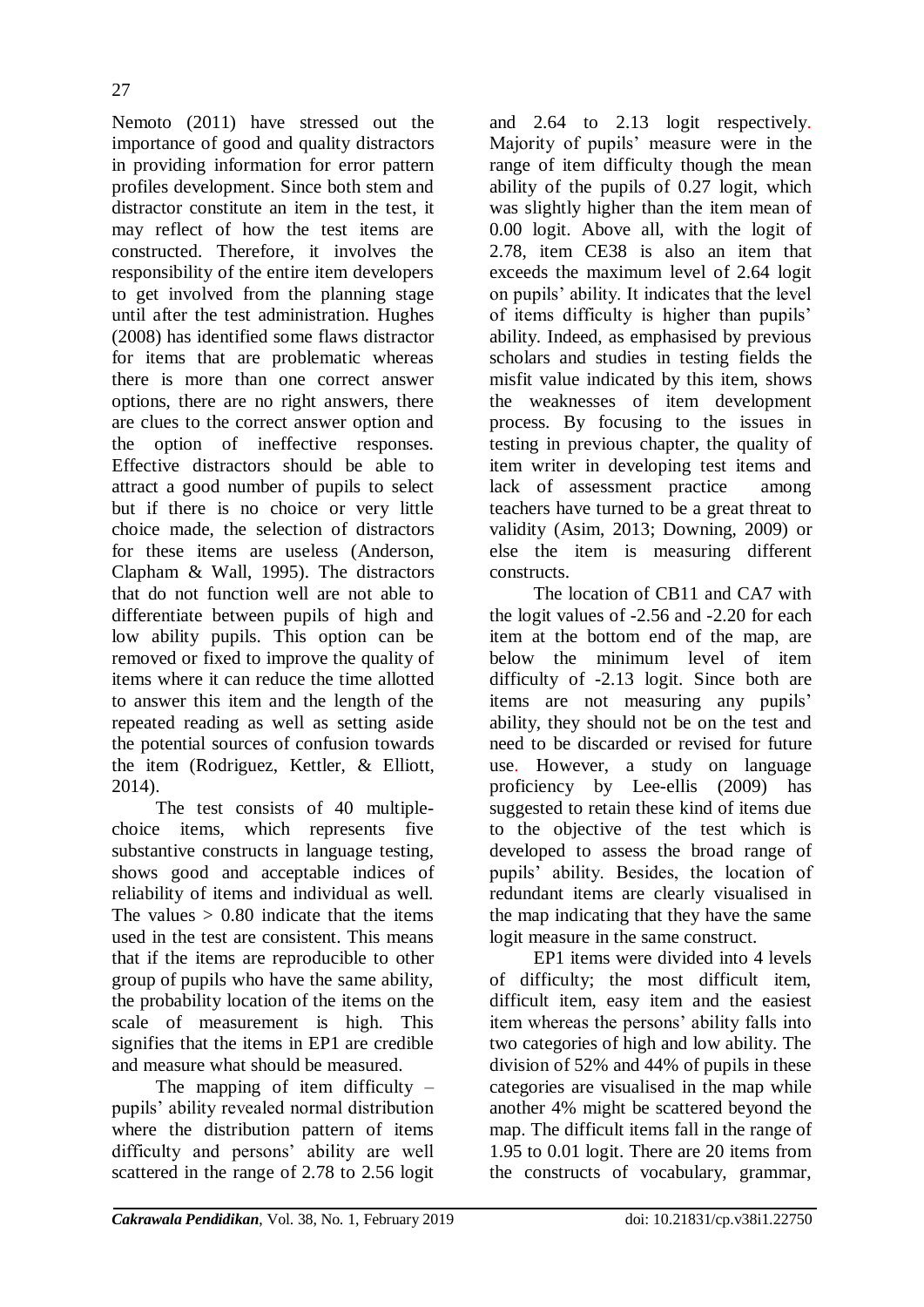Nemoto (2011) have stressed out the importance of good and quality distractors in providing information for error pattern profiles development. Since both stem and distractor constitute an item in the test, it may reflect of how the test items are constructed. Therefore, it involves the responsibility of the entire item developers to get involved from the planning stage until after the test administration. Hughes (2008) has identified some flaws distractor for items that are problematic whereas there is more than one correct answer options, there are no right answers, there are clues to the correct answer option and the option of ineffective responses. Effective distractors should be able to attract a good number of pupils to select but if there is no choice or very little choice made, the selection of distractors for these items are useless (Anderson, Clapham & Wall, 1995). The distractors that do not function well are not able to differentiate between pupils of high and low ability pupils. This option can be removed or fixed to improve the quality of items where it can reduce the time allotted to answer this item and the length of the repeated reading as well as setting aside the potential sources of confusion towards the item (Rodriguez, Kettler, & Elliott, 2014).

The test consists of 40 multiple-choice items, which represents five substantive constructs in language testing, shows good and acceptable indices of reliability of items and individual as well. The values > 0.80 indicate that the items used in the test are consistent. This means that if the items are reproducible to other group of pupils who have the same ability, the probability location of the items on the scale of measurement is high. This signifies that the items in EP1 are credible and measure what should be measured.

The mapping of item difficulty – pupils' ability revealed normal distribution where the distribution pattern of items difficulty and persons' ability are well scattered in the range of 2.78 to 2.56 logit and 2.64 to 2.13 logit respectively. Majority of pupils' measure were in the range of item difficulty though the mean ability of the pupils of 0.27 logit, which was slightly higher than the item mean of 0.00 logit. Above all, with the logit of 2.78, item CE38 is also an item that exceeds the maximum level of 2.64 logit on pupils' ability. It indicates that the level of items difficulty is higher than pupils' ability. Indeed, as emphasised by previous scholars and studies in testing fields the misfit value indicated by this item, shows the weaknesses of item development process. By focusing to the issues in testing in previous chapter, the quality of item writer in developing test items and lack of assessment practice among teachers have turned to be a great threat to validity (Asim, 2013; Downing, 2009) or else the item is measuring different constructs.

The location of CB11 and CA7 with the logit values of -2.56 and -2.20 for each item at the bottom end of the map, are below the minimum level of item difficulty of -2.13 logit. Since both are items are not measuring any pupils' ability, they should not be on the test and need to be discarded or revised for future use. However, a study on language proficiency by Lee-ellis (2009) has suggested to retain these kind of items due to the objective of the test which is developed to assess the broad range of pupils' ability. Besides, the location of redundant items are clearly visualised in the map indicating that they have the same logit measure in the same construct.

EP1 items were divided into 4 levels of difficulty; the most difficult item, difficult item, easy item and the easiest item whereas the persons' ability falls into two categories of high and low ability. The division of 52% and 44% of pupils in these categories are visualised in the map while another 4% might be scattered beyond the map. The difficult items fall in the range of 1.95 to 0.01 logit. There are 20 items from the constructs of vocabulary, grammar,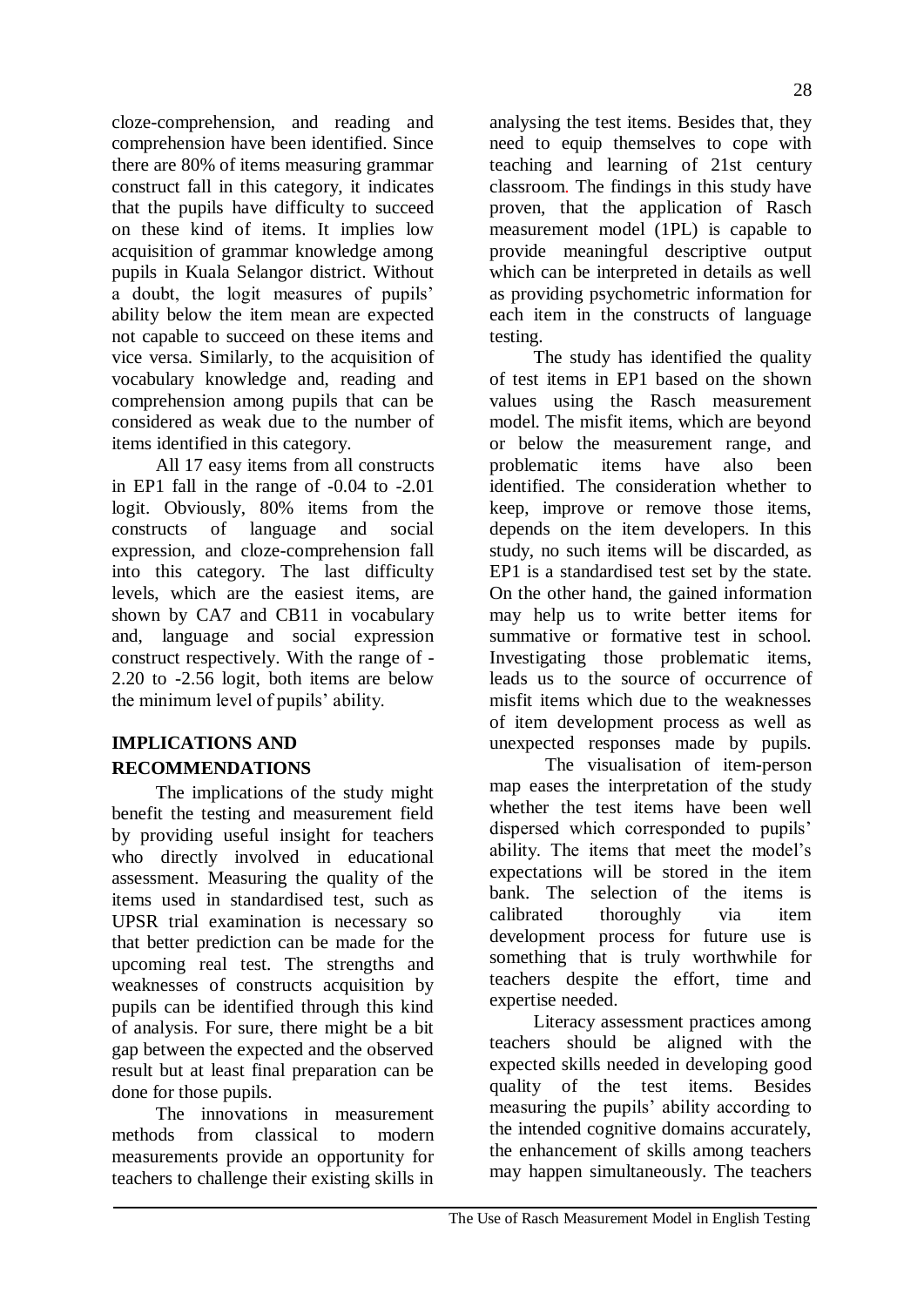cloze-comprehension, and reading and comprehension have been identified. Since there are 80% of items measuring grammar construct fall in this category, it indicates that the pupils have difficulty to succeed on these kind of items. It implies low acquisition of grammar knowledge among pupils in Kuala Selangor district. Without a doubt, the logit measures of pupils' ability below the item mean are expected not capable to succeed on these items and vice versa. Similarly, to the acquisition of vocabulary knowledge and, reading and comprehension among pupils that can be considered as weak due to the number of items identified in this category.

All 17 easy items from all constructs in EP1 fall in the range of -0.04 to -2.01 logit. Obviously, 80% items from the constructs of language and social expression, and cloze-comprehension fall into this category. The last difficulty levels, which are the easiest items, are shown by CA7 and CB11 in vocabulary and, language and social expression construct respectively. With the range of -2.20 to -2.56 logit, both items are below the minimum level of pupils' ability.

## IMPLICATIONS AND RECOMMENDATIONS

The implications of the study might benefit the testing and measurement field by providing useful insight for teachers who directly involved in educational assessment. Measuring the quality of the items used in standardised test, such as UPSR trial examination is necessary so that better prediction can be made for the upcoming real test. The strengths and weaknesses of constructs acquisition by pupils can be identified through this kind of analysis. For sure, there might be a bit gap between the expected and the observed result but at least final preparation can be done for those pupils.

The innovations in measurement methods from classical to modern measurements provide an opportunity for teachers to challenge their existing skills in analysing the test items. Besides that, they need to equip themselves to cope with teaching and learning of 21st century classroom. The findings in this study have proven, that the application of Rasch measurement model (1PL) is capable to provide meaningful descriptive output which can be interpreted in details as well as providing psychometric information for each item in the constructs of language testing.

The study has identified the quality of test items in EP1 based on the shown values using the Rasch measurement model. The misfit items, which are beyond or below the measurement range, and problematic items have also been identified. The consideration whether to keep, improve or remove those items, depends on the item developers. In this study, no such items will be discarded, as EP1 is a standardised test set by the state. On the other hand, the gained information may help us to write better items for summative or formative test in school. Investigating those problematic items, leads us to the source of occurrence of misfit items which due to the weaknesses of item development process as well as unexpected responses made by pupils.

The visualisation of item-person map eases the interpretation of the study whether the test items have been well dispersed which corresponded to pupils' ability. The items that meet the model's expectations will be stored in the item bank. The selection of the items is calibrated thoroughly via item development process for future use is something that is truly worthwhile for teachers despite the effort, time and expertise needed.

Literacy assessment practices among teachers should be aligned with the expected skills needed in developing good quality of the test items. Besides measuring the pupils' ability according to the intended cognitive domains accurately, the enhancement of skills among teachers may happen simultaneously. The teachers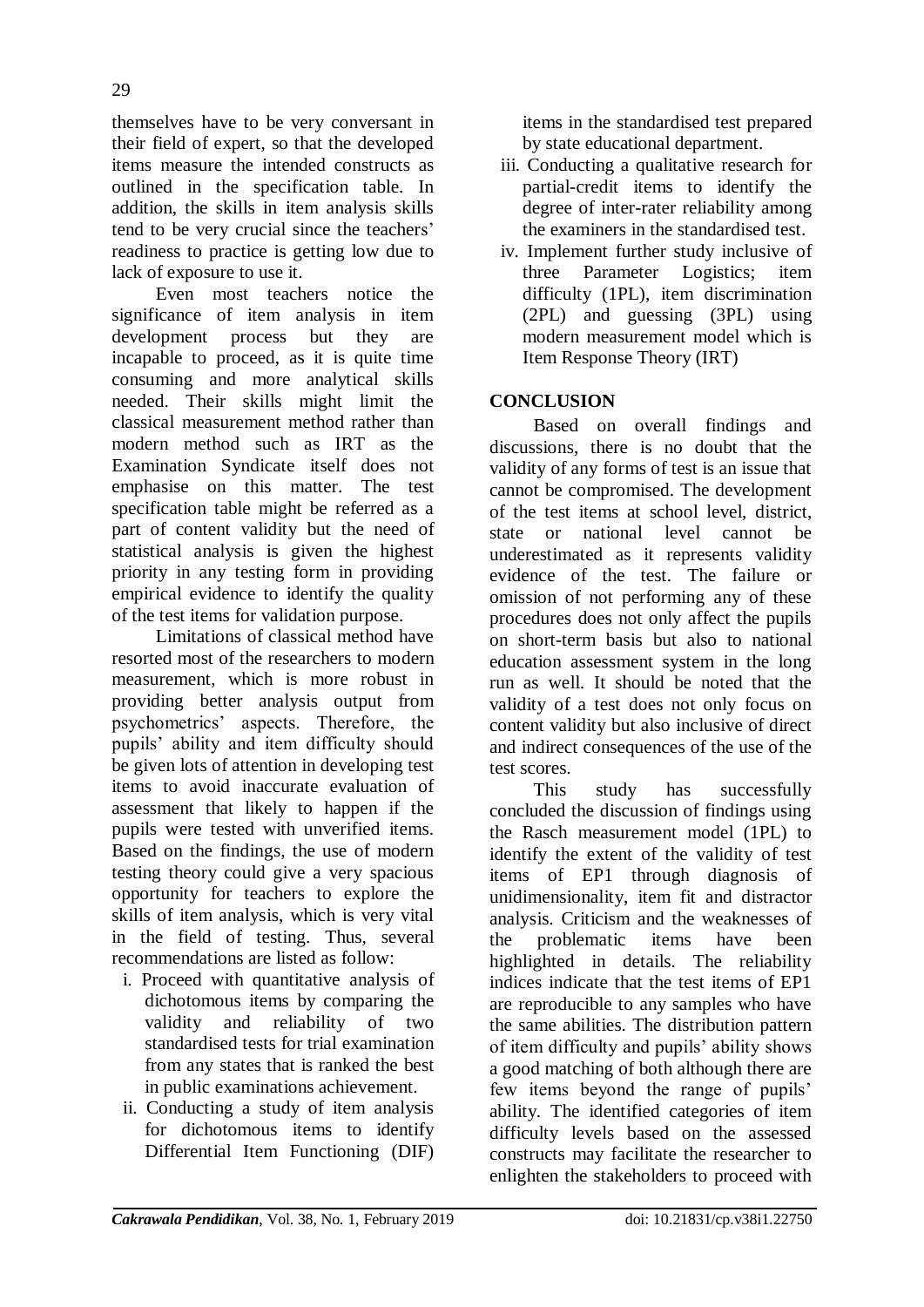themselves have to be very conversant in their field of expert, so that the developed items measure the intended constructs as outlined in the specification table. In addition, the skills in item analysis skills tend to be very crucial since the teachers' readiness to practice is getting low due to lack of exposure to use it.

Even most teachers notice the significance of item analysis in item development process but they are incapable to proceed, as it is quite time consuming and more analytical skills needed. Their skills might limit the classical measurement method rather than modern method such as IRT as the Examination Syndicate itself does not emphasise on this matter. The test specification table might be referred as a part of content validity but the need of statistical analysis is given the highest priority in any testing form in providing empirical evidence to identify the quality of the test items for validation purpose.

Limitations of classical method have resorted most of the researchers to modern measurement, which is more robust in providing better analysis output from psychometrics' aspects. Therefore, the pupils' ability and item difficulty should be given lots of attention in developing test items to avoid inaccurate evaluation of assessment that likely to happen if the pupils were tested with unverified items. Based on the findings, the use of modern testing theory could give a very spacious opportunity for teachers to explore the skills of item analysis, which is very vital in the field of testing. Thus, several recommendations are listed as follow:

i. Proceed with quantitative analysis of dichotomous items by comparing the validity and reliability of two standardised tests for trial examination from any states that is ranked the best in public examinations achievement.
ii. Conducting a study of item analysis for dichotomous items to identify Differential Item Functioning (DIF) items in the standardised test prepared by state educational department.
iii. Conducting a qualitative research for partial-credit items to identify the degree of inter-rater reliability among the examiners in the standardised test.
iv. Implement further study inclusive of three Parameter Logistics; item difficulty (1PL), item discrimination (2PL) and guessing (3PL) using modern measurement model which is Item Response Theory (IRT)

## CONCLUSION

Based on overall findings and discussions, there is no doubt that the validity of any forms of test is an issue that cannot be compromised. The development of the test items at school level, district, state or national level cannot be underestimated as it represents validity evidence of the test. The failure or omission of not performing any of these procedures does not only affect the pupils on short-term basis but also to national education assessment system in the long run as well. It should be noted that the validity of a test does not only focus on content validity but also inclusive of direct and indirect consequences of the use of the test scores.

This study has successfully concluded the discussion of findings using the Rasch measurement model (1PL) to identify the extent of the validity of test items of EP1 through diagnosis of unidimensionality, item fit and distractor analysis. Criticism and the weaknesses of the problematic items have been highlighted in details. The reliability indices indicate that the test items of EP1 are reproducible to any samples who have the same abilities. The distribution pattern of item difficulty and pupils' ability shows a good matching of both although there are few items beyond the range of pupils' ability. The identified categories of item difficulty levels based on the assessed constructs may facilitate the researcher to enlighten the stakeholders to proceed with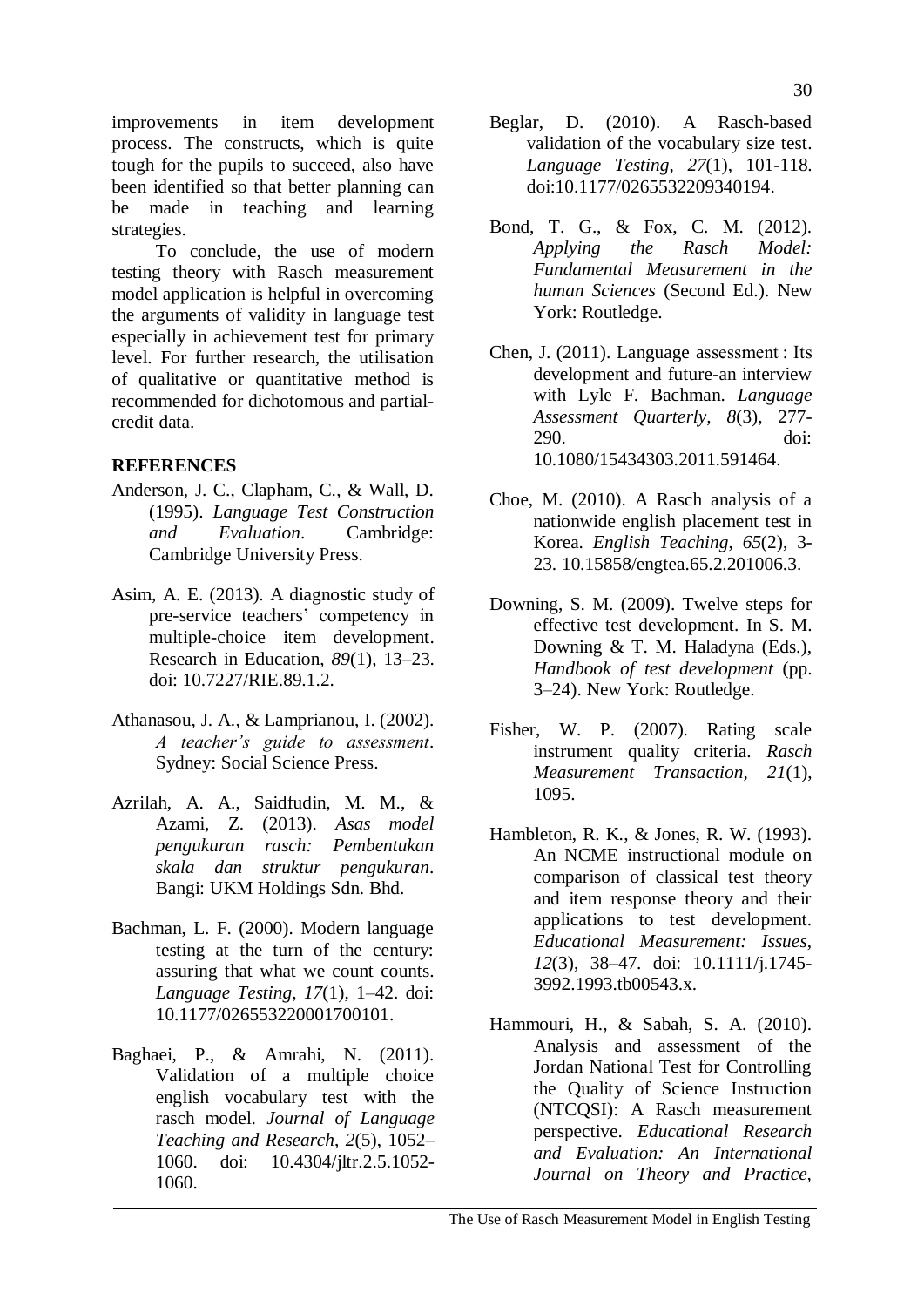improvements in item development process. The constructs, which is quite tough for the pupils to succeed, also have been identified so that better planning can be made in teaching and learning strategies.

To conclude, the use of modern testing theory with Rasch measurement model application is helpful in overcoming the arguments of validity in language test especially in achievement test for primary level. For further research, the utilisation of qualitative or quantitative method is recommended for dichotomous and partial-credit data.

## REFERENCES

Anderson, J. C., Clapham, C., & Wall, D. (1995). *Language Test Construction and Evaluation*. Cambridge: Cambridge University Press.

Asim, A. E. (2013). A diagnostic study of pre-service teachers' competency in multiple-choice item development. Research in Education, *89*(1), 13–23. doi: 10.7227/RIE.89.1.2.

Athanasou, J. A., & Lamprianou, I. (2002). *A teacher's guide to assessment*. Sydney: Social Science Press.

Azrilah, A. A., Saidfudin, M. M., & Azami, Z. (2013). *Asas model pengukuran rasch: Pembentukan skala dan struktur pengukuran*. Bangi: UKM Holdings Sdn. Bhd.

Bachman, L. F. (2000). Modern language testing at the turn of the century: assuring that what we count counts. *Language Testing*, *17*(1), 1–42. doi: 10.1177/026553220001700101.

Baghaei, P., & Amrahi, N. (2011). Validation of a multiple choice english vocabulary test with the rasch model. *Journal of Language Teaching and Research*, *2*(5), 1052–1060. doi: 10.4304/jltr.2.5.1052-1060.

Beglar, D. (2010). A Rasch-based validation of the vocabulary size test. *Language Testing*, *27*(1), 101-118. doi:10.1177/0265532209340194.

Bond, T. G., & Fox, C. M. (2012). *Applying the Rasch Model: Fundamental Measurement in the human Sciences* (Second Ed.). New York: Routledge.

Chen, J. (2011). Language assessment : Its development and future-an interview with Lyle F. Bachman. *Language Assessment Quarterly*, *8*(3), 277-290. doi: 10.1080/15434303.2011.591464.

Choe, M. (2010). A Rasch analysis of a nationwide english placement test in Korea. *English Teaching*, *65*(2), 3-23. 10.15858/engtea.65.2.201006.3.

Downing, S. M. (2009). Twelve steps for effective test development. In S. M. Downing & T. M. Haladyna (Eds.), *Handbook of test development* (pp. 3–24). New York: Routledge.

Fisher, W. P. (2007). Rating scale instrument quality criteria. *Rasch Measurement Transaction*, *21*(1), 1095.

Hambleton, R. K., & Jones, R. W. (1993). An NCME instructional module on comparison of classical test theory and item response theory and their applications to test development. *Educational Measurement: Issues*, *12*(3), 38–47. doi: 10.1111/j.1745-3992.1993.tb00543.x.

Hammouri, H., & Sabah, S. A. (2010). Analysis and assessment of the Jordan National Test for Controlling the Quality of Science Instruction (NTCQSI): A Rasch measurement perspective. *Educational Research and Evaluation: An International Journal on Theory and Practice*,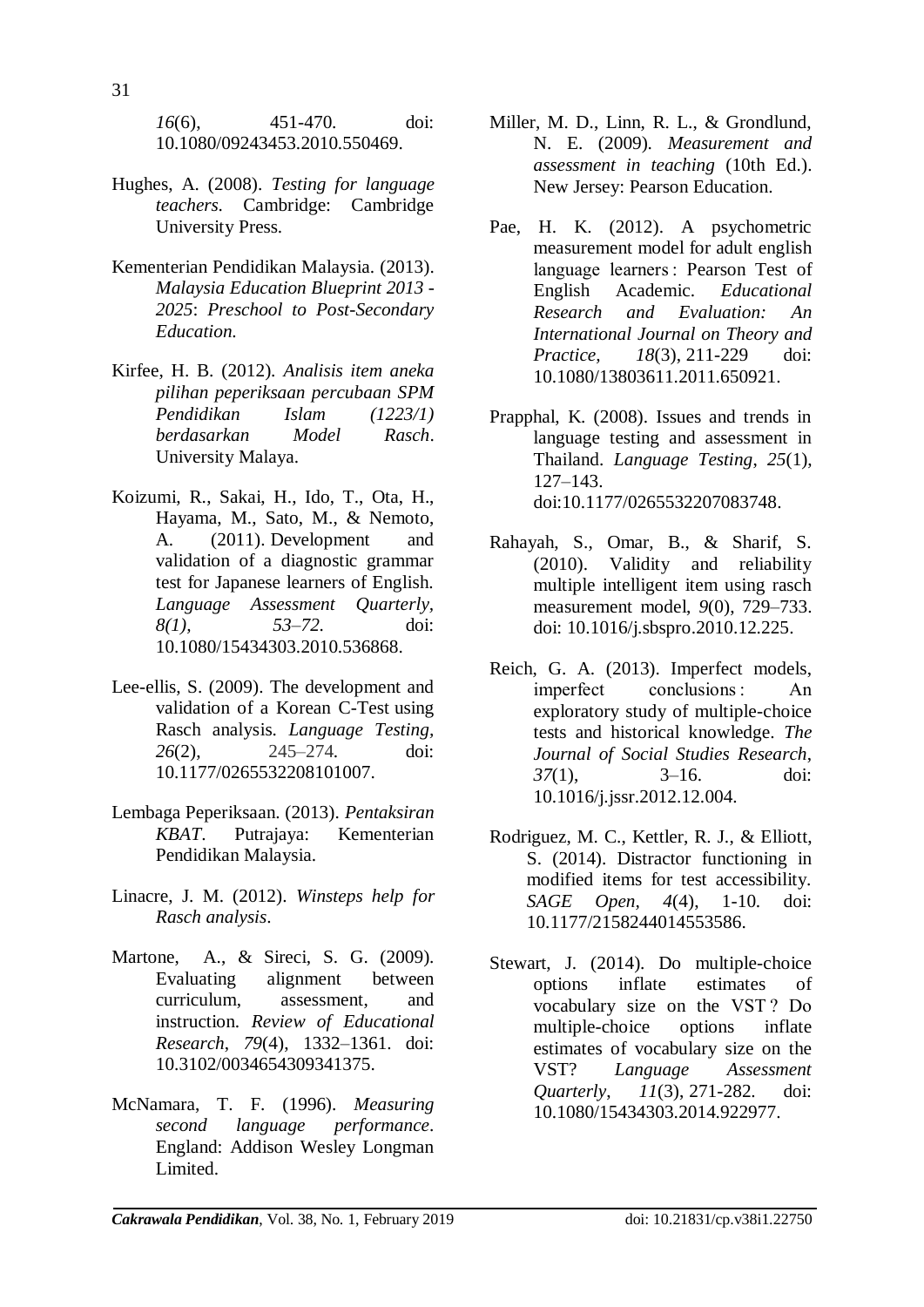*16*(6), 451-470. doi: 10.1080/09243453.2010.550469.

Hughes, A. (2008). *Testing for language teachers*. Cambridge: Cambridge University Press.

Kementerian Pendidikan Malaysia. (2013). *Malaysia Education Blueprint 2013 - 2025*: *Preschool to Post-Secondary Education.*

Kirfee, H. B. (2012). *Analisis item aneka pilihan peperiksaan percubaan SPM Pendidikan Islam (1223/1) berdasarkan Model Rasch*. University Malaya.

Koizumi, R., Sakai, H., Ido, T., Ota, H., Hayama, M., Sato, M., & Nemoto, A. (2011). Development and validation of a diagnostic grammar test for Japanese learners of English. *Language Assessment Quarterly, 8(1), 53–72.* doi: 10.1080/15434303.2010.536868.

Lee-ellis, S. (2009). The development and validation of a Korean C-Test using Rasch analysis. *Language Testing*, *26*(2), 245–274. doi: 10.1177/0265532208101007.

Lembaga Peperiksaan. (2013). *Pentaksiran KBAT*. Putrajaya: Kementerian Pendidikan Malaysia.

Linacre, J. M. (2012). *Winsteps help for Rasch analysis*.

Martone, A., & Sireci, S. G. (2009). Evaluating alignment between curriculum, assessment, and instruction. *Review of Educational Research*, *79*(4), 1332–1361. doi: 10.3102/0034654309341375.

McNamara, T. F. (1996). *Measuring second language performance*. England: Addison Wesley Longman Limited.

Miller, M. D., Linn, R. L., & Grondlund, N. E. (2009). *Measurement and assessment in teaching* (10th Ed.). New Jersey: Pearson Education.

Pae, H. K. (2012). A psychometric measurement model for adult english language learners : Pearson Test of English Academic. *Educational Research and Evaluation: An International Journal on Theory and Practice, 18*(3), 211-229 doi: 10.1080/13803611.2011.650921.

Prapphal, K. (2008). Issues and trends in language testing and assessment in Thailand. *Language Testing*, *25*(1), 127–143. doi:10.1177/0265532207083748.

Rahayah, S., Omar, B., & Sharif, S. (2010). Validity and reliability multiple intelligent item using rasch measurement model, *9*(0), 729–733. doi: 10.1016/j.sbspro.2010.12.225.

Reich, G. A. (2013). Imperfect models, imperfect conclusions : An exploratory study of multiple-choice tests and historical knowledge. *The Journal of Social Studies Research*, *37*(1), 3–16. doi: 10.1016/j.jssr.2012.12.004.

Rodriguez, M. C., Kettler, R. J., & Elliott, S. (2014). Distractor functioning in modified items for test accessibility. *SAGE Open*, *4*(4), 1-10. doi: 10.1177/2158244014553586.

Stewart, J. (2014). Do multiple-choice options inflate estimates of vocabulary size on the VST ? Do multiple-choice options inflate estimates of vocabulary size on the VST? *Language Assessment Quarterly*, *11*(3), 271-282. doi: 10.1080/15434303.2014.922977.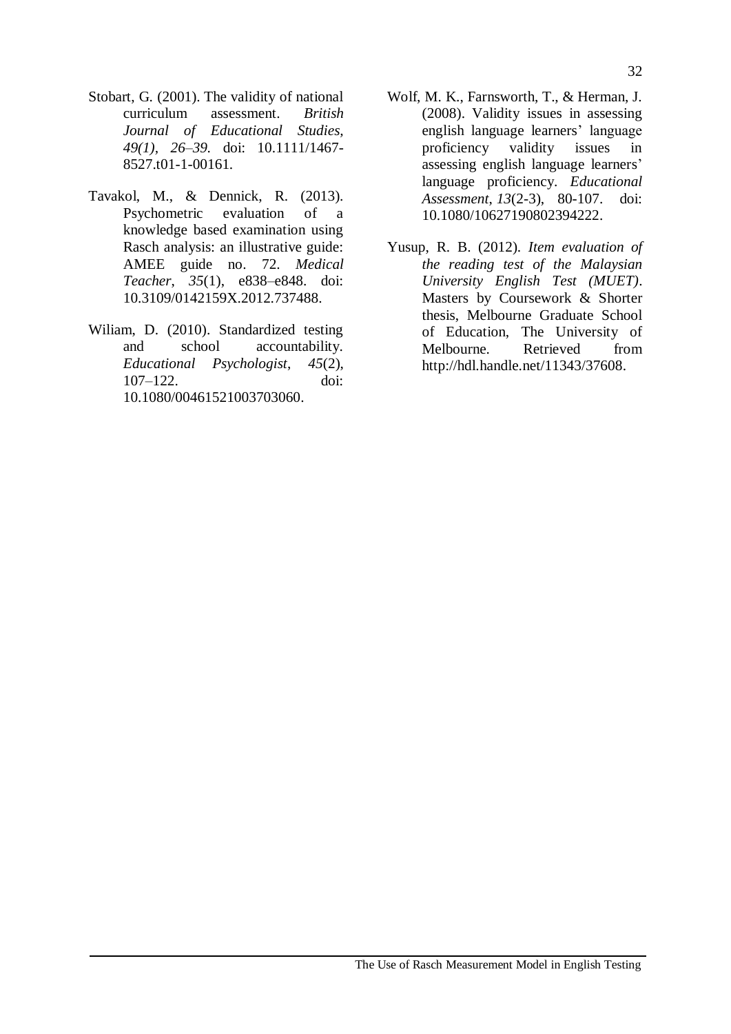Stobart, G. (2001). The validity of national curriculum assessment. *British Journal of Educational Studies, 49(1), 26–39.* doi: 10.1111/1467-8527.t01-1-00161.

Tavakol, M., & Dennick, R. (2013). Psychometric evaluation of a knowledge based examination using Rasch analysis: an illustrative guide: AMEE guide no. 72. *Medical Teacher*, *35*(1), e838–e848. doi: 10.3109/0142159X.2012.737488.

Wiliam, D. (2010). Standardized testing and school accountability. *Educational Psychologist*, *45*(2), 107–122. doi: 10.1080/00461521003703060.

Wolf, M. K., Farnsworth, T., & Herman, J. (2008). Validity issues in assessing english language learners' language proficiency validity issues in assessing english language learners' language proficiency. *Educational Assessment*, *13*(2-3), 80-107. doi: 10.1080/10627190802394222.

Yusup, R. B. (2012). *Item evaluation of the reading test of the Malaysian University English Test (MUET)*. Masters by Coursework & Shorter thesis, Melbourne Graduate School of Education, The University of Melbourne. Retrieved from http://hdl.handle.net/11343/37608.